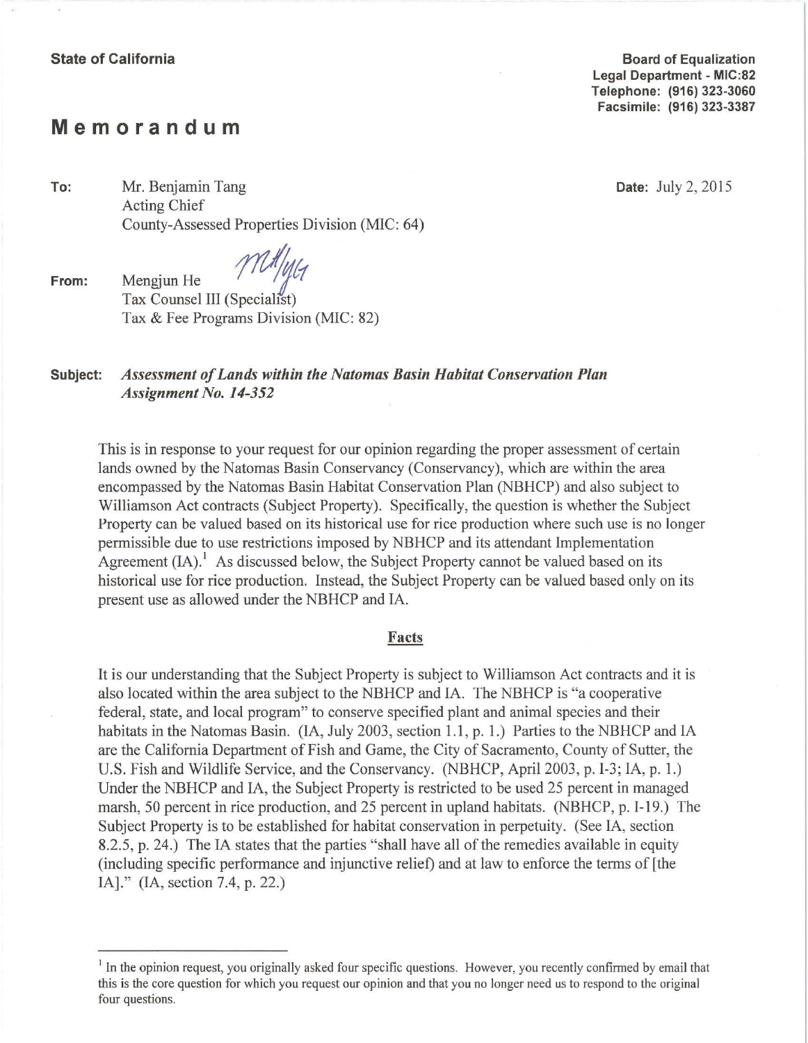**State of California**

**Board of Equalization**
**Legal Department - MIC:82**
**Telephone: (916) 323-3060**
**Facsimile: (916) 323-3387**

# Memorandum

**To:** Mr. Benjamin Tang
Acting Chief
County-Assessed Properties Division (MIC: 64)

**Date:** July 2, 2015

**From:** Mengjun He
Tax Counsel III (Specialist)
Tax & Fee Programs Division (MIC: 82)

**Subject:** ***Assessment of Lands within the Natomas Basin Habitat Conservation Plan Assignment No. 14-352***

This is in response to your request for our opinion regarding the proper assessment of certain lands owned by the Natomas Basin Conservancy (Conservancy), which are within the area encompassed by the Natomas Basin Habitat Conservation Plan (NBHCP) and also subject to Williamson Act contracts (Subject Property). Specifically, the question is whether the Subject Property can be valued based on its historical use for rice production where such use is no longer permissible due to use restrictions imposed by NBHCP and its attendant Implementation Agreement (IA).[1] As discussed below, the Subject Property cannot be valued based on its historical use for rice production. Instead, the Subject Property can be valued based only on its present use as allowed under the NBHCP and IA.

## Facts

It is our understanding that the Subject Property is subject to Williamson Act contracts and it is also located within the area subject to the NBHCP and IA. The NBHCP is "a cooperative federal, state, and local program" to conserve specified plant and animal species and their habitats in the Natomas Basin. (IA, July 2003, section 1.1, p. 1.) Parties to the NBHCP and IA are the California Department of Fish and Game, the City of Sacramento, County of Sutter, the U.S. Fish and Wildlife Service, and the Conservancy. (NBHCP, April 2003, p. I-3; IA, p. 1.) Under the NBHCP and IA, the Subject Property is restricted to be used 25 percent in managed marsh, 50 percent in rice production, and 25 percent in upland habitats. (NBHCP, p. I-19.) The Subject Property is to be established for habitat conservation in perpetuity. (See IA, section 8.2.5, p. 24.) The IA states that the parties "shall have all of the remedies available in equity (including specific performance and injunctive relief) and at law to enforce the terms of [the IA]." (IA, section 7.4, p. 22.)

---

[1] In the opinion request, you originally asked four specific questions. However, you recently confirmed by email that this is the core question for which you request our opinion and that you no longer need us to respond to the original four questions.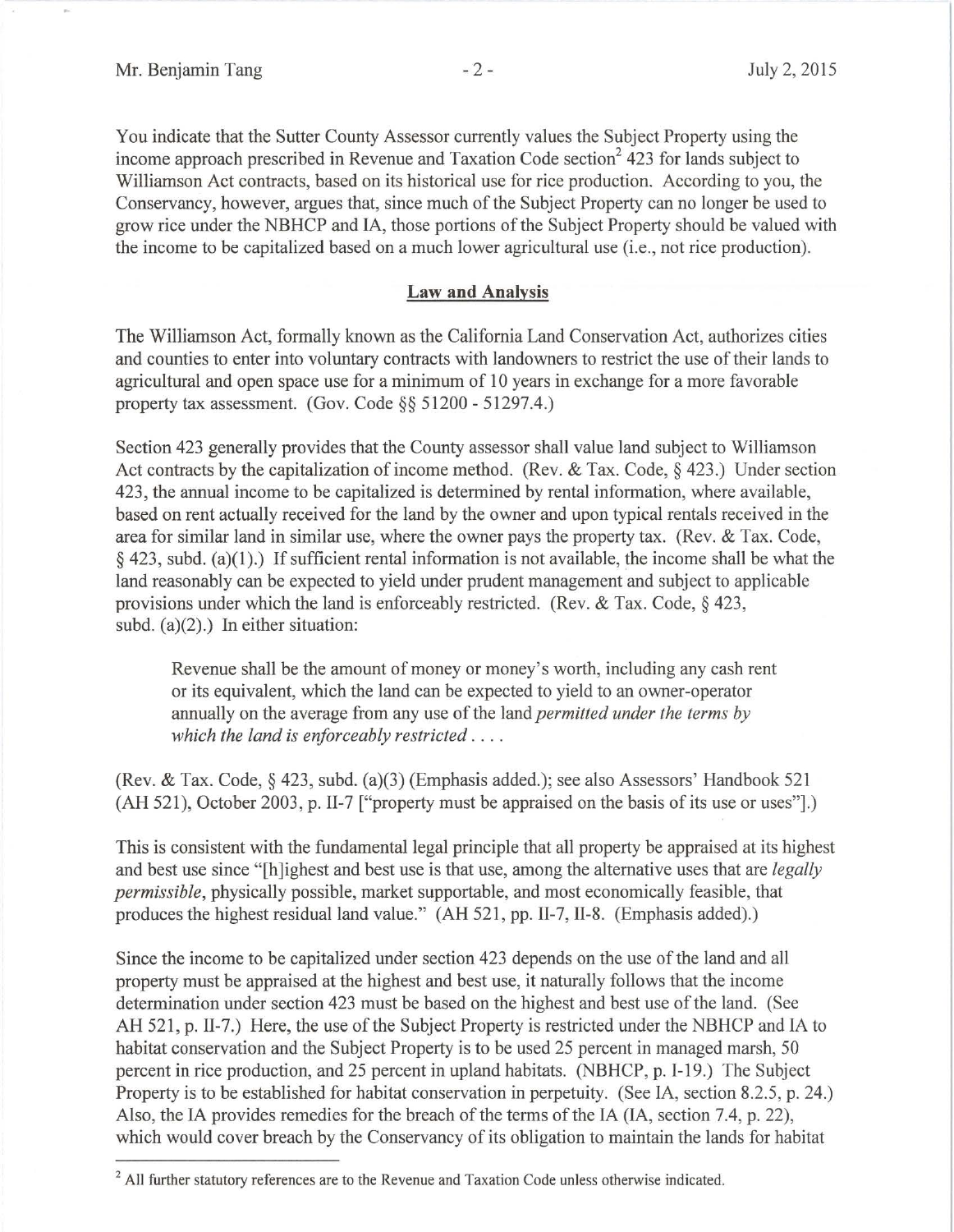You indicate that the Sutter County Assessor currently values the Subject Property using the income approach prescribed in Revenue and Taxation Code section[2] 423 for lands subject to Williamson Act contracts, based on its historical use for rice production. According to you, the Conservancy, however, argues that, since much of the Subject Property can no longer be used to grow rice under the NBHCP and IA, those portions of the Subject Property should be valued with the income to be capitalized based on a much lower agricultural use (i.e., not rice production).

## **Law and Analysis**

The Williamson Act, formally known as the California Land Conservation Act, authorizes cities and counties to enter into voluntary contracts with landowners to restrict the use of their lands to agricultural and open space use for a minimum of 10 years in exchange for a more favorable property tax assessment. (Gov. Code §§ 51200 - 51297.4.)

Section 423 generally provides that the County assessor shall value land subject to Williamson Act contracts by the capitalization of income method. (Rev. & Tax. Code, § 423.) Under section 423, the annual income to be capitalized is determined by rental information, where available, based on rent actually received for the land by the owner and upon typical rentals received in the area for similar land in similar use, where the owner pays the property tax. (Rev. & Tax. Code, § 423, subd. (a)(1).) If sufficient rental information is not available, the income shall be what the land reasonably can be expected to yield under prudent management and subject to applicable provisions under which the land is enforceably restricted. (Rev. & Tax. Code, § 423, subd. (a)(2).) In either situation:

> Revenue shall be the amount of money or money's worth, including any cash rent or its equivalent, which the land can be expected to yield to an owner-operator annually on the average from any use of the land *permitted under the terms by which the land is enforceably restricted* . . . .

(Rev. & Tax. Code, § 423, subd. (a)(3) (Emphasis added.); see also Assessors' Handbook 521 (AH 521), October 2003, p. II-7 ["property must be appraised on the basis of its use or uses"].)

This is consistent with the fundamental legal principle that all property be appraised at its highest and best use since "[h]ighest and best use is that use, among the alternative uses that are *legally permissible*, physically possible, market supportable, and most economically feasible, that produces the highest residual land value." (AH 521, pp. II-7, II-8. (Emphasis added).)

Since the income to be capitalized under section 423 depends on the use of the land and all property must be appraised at the highest and best use, it naturally follows that the income determination under section 423 must be based on the highest and best use of the land. (See AH 521, p. II-7.) Here, the use of the Subject Property is restricted under the NBHCP and IA to habitat conservation and the Subject Property is to be used 25 percent in managed marsh, 50 percent in rice production, and 25 percent in upland habitats. (NBHCP, p. I-19.) The Subject Property is to be established for habitat conservation in perpetuity. (See IA, section 8.2.5, p. 24.) Also, the IA provides remedies for the breach of the terms of the IA (IA, section 7.4, p. 22), which would cover breach by the Conservancy of its obligation to maintain the lands for habitat

---

[2] All further statutory references are to the Revenue and Taxation Code unless otherwise indicated.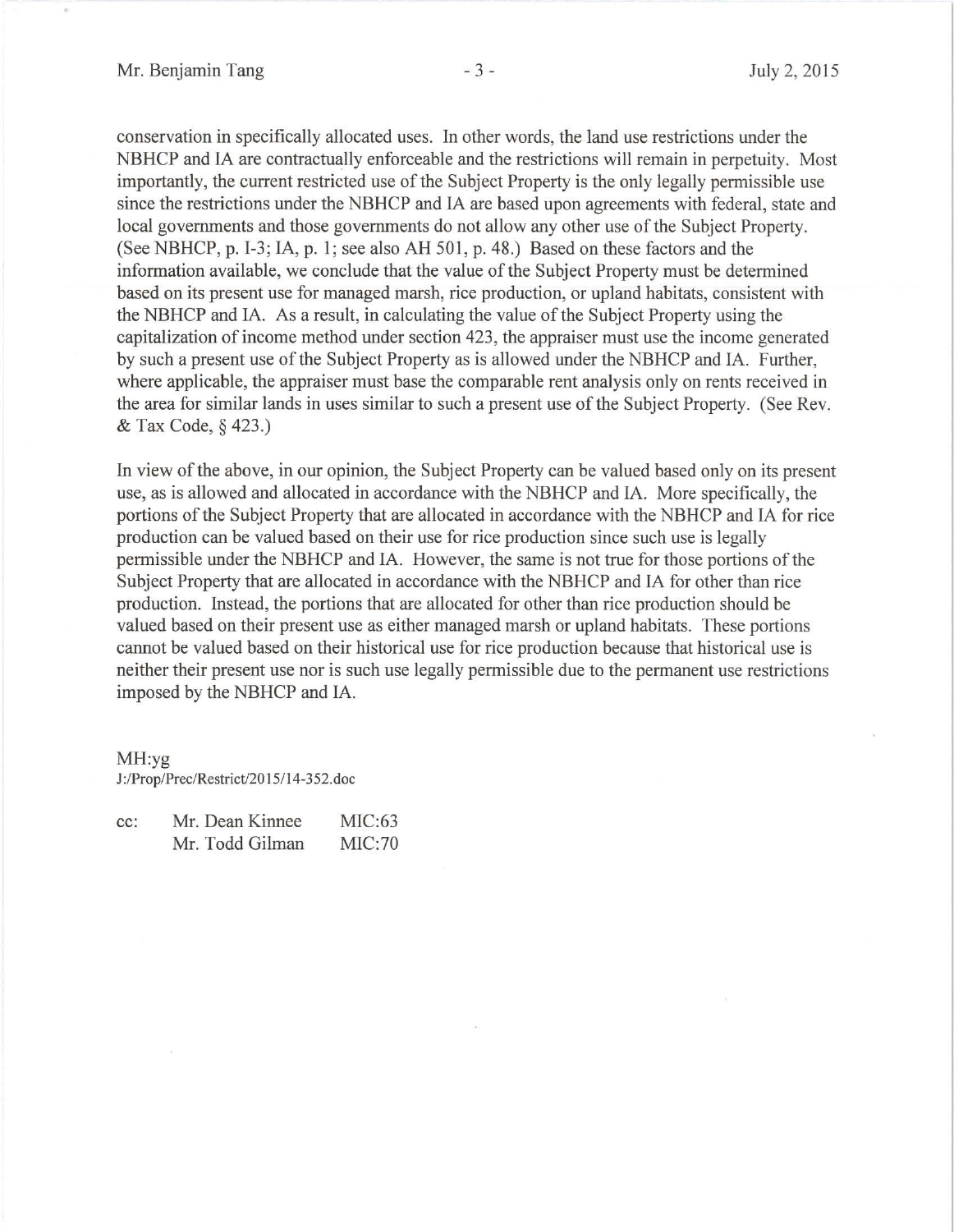conservation in specifically allocated uses. In other words, the land use restrictions under the NBHCP and IA are contractually enforceable and the restrictions will remain in perpetuity. Most importantly, the current restricted use of the Subject Property is the only legally permissible use since the restrictions under the NBHCP and IA are based upon agreements with federal, state and local governments and those governments do not allow any other use of the Subject Property. (See NBHCP, p. I-3; IA, p. 1; see also AH 501, p. 48.) Based on these factors and the information available, we conclude that the value of the Subject Property must be determined based on its present use for managed marsh, rice production, or upland habitats, consistent with the NBHCP and IA. As a result, in calculating the value of the Subject Property using the capitalization of income method under section 423, the appraiser must use the income generated by such a present use of the Subject Property as is allowed under the NBHCP and IA. Further, where applicable, the appraiser must base the comparable rent analysis only on rents received in the area for similar lands in uses similar to such a present use of the Subject Property. (See Rev. & Tax Code, § 423.)

In view of the above, in our opinion, the Subject Property can be valued based only on its present use, as is allowed and allocated in accordance with the NBHCP and IA. More specifically, the portions of the Subject Property that are allocated in accordance with the NBHCP and IA for rice production can be valued based on their use for rice production since such use is legally permissible under the NBHCP and IA. However, the same is not true for those portions of the Subject Property that are allocated in accordance with the NBHCP and IA for other than rice production. Instead, the portions that are allocated for other than rice production should be valued based on their present use as either managed marsh or upland habitats. These portions cannot be valued based on their historical use for rice production because that historical use is neither their present use nor is such use legally permissible due to the permanent use restrictions imposed by the NBHCP and IA.

MH:yg
J:/Prop/Prec/Restrict/2015/14-352.doc

cc: Mr. Dean Kinnee MIC:63
Mr. Todd Gilman MIC:70